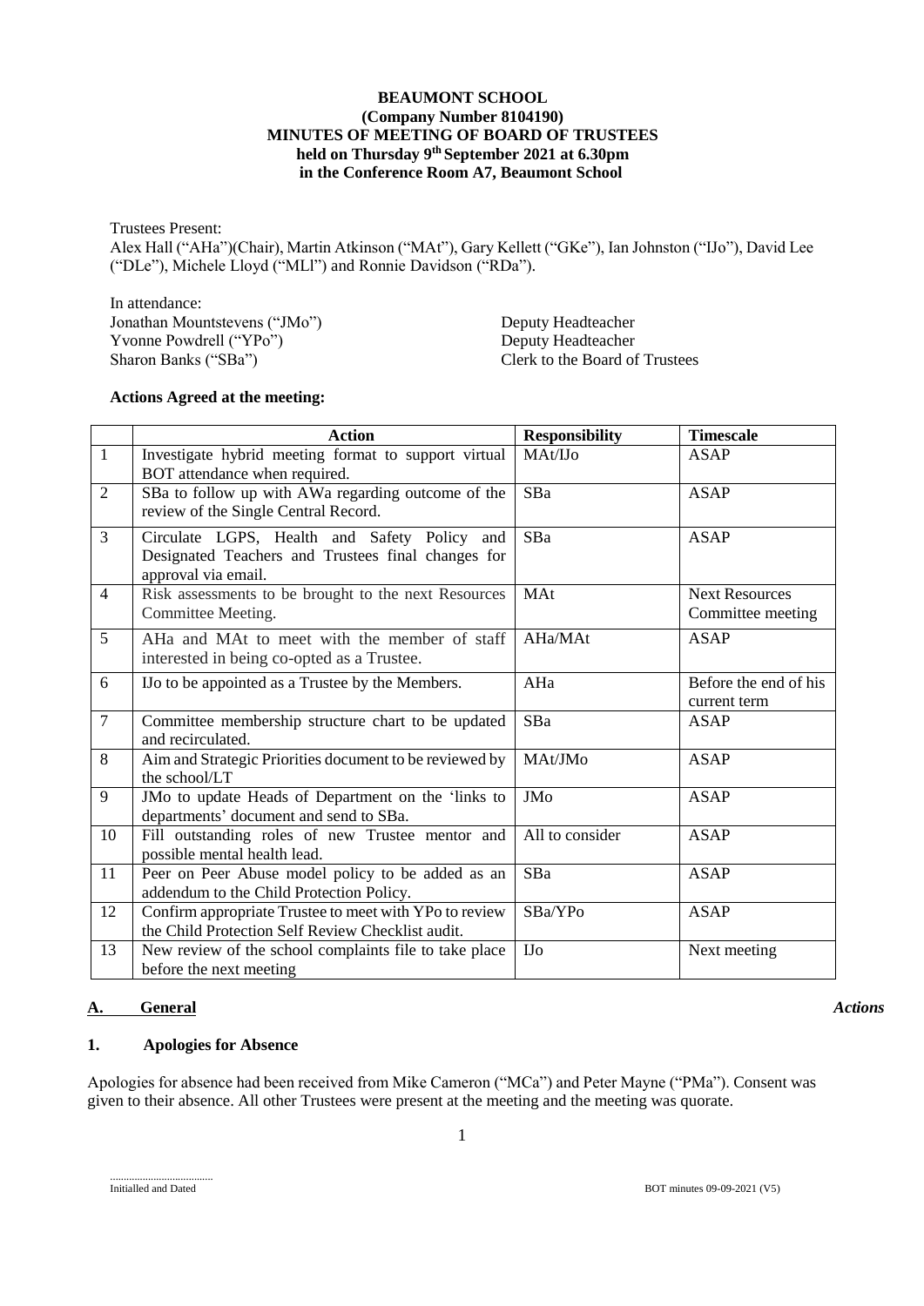**BEAUMONT SCHOOL**
**(Company Number 8104190)**
**MINUTES OF MEETING OF BOARD OF TRUSTEES**
**held on Thursday 9th September 2021 at 6.30pm**
**in the Conference Room A7, Beaumont School**

Trustees Present:
Alex Hall ("AHa")(Chair), Martin Atkinson ("MAt"), Gary Kellett ("GKe"), Ian Johnston ("IJo"), David Lee ("DLe"), Michele Lloyd ("MLl") and Ronnie Davidson ("RDa").

In attendance:

| | |
|---|---|
| Jonathan Mountstevens ("JMo") | Deputy Headteacher |
| Yvonne Powdrell ("YPo") | Deputy Headteacher |
| Sharon Banks ("SBa") | Clerk to the Board of Trustees |

**Actions Agreed at the meeting:**

| | Action | Responsibility | Timescale |
|---|---|---|---|
| 1 | Investigate hybrid meeting format to support virtual BOT attendance when required. | MAt/IJo | ASAP |
| 2 | SBa to follow up with AWa regarding outcome of the review of the Single Central Record. | SBa | ASAP |
| 3 | Circulate LGPS, Health and Safety Policy and Designated Teachers and Trustees final changes for approval via email. | SBa | ASAP |
| 4 | Risk assessments to be brought to the next Resources Committee Meeting. | MAt | Next Resources Committee meeting |
| 5 | AHa and MAt to meet with the member of staff interested in being co-opted as a Trustee. | AHa/MAt | ASAP |
| 6 | IJo to be appointed as a Trustee by the Members. | AHa | Before the end of his current term |
| 7 | Committee membership structure chart to be updated and recirculated. | SBa | ASAP |
| 8 | Aim and Strategic Priorities document to be reviewed by the school/LT | MAt/JMo | ASAP |
| 9 | JMo to update Heads of Department on the 'links to departments' document and send to SBa. | JMo | ASAP |
| 10 | Fill outstanding roles of new Trustee mentor and possible mental health lead. | All to consider | ASAP |
| 11 | Peer on Peer Abuse model policy to be added as an addendum to the Child Protection Policy. | SBa | ASAP |
| 12 | Confirm appropriate Trustee to meet with YPo to review the Child Protection Self Review Checklist audit. | SBa/YPo | ASAP |
| 13 | New review of the school complaints file to take place before the next meeting | IJo | Next meeting |

## A. General *Actions*

### 1. Apologies for Absence

Apologies for absence had been received from Mike Cameron ("MCa") and Peter Mayne ("PMa"). Consent was given to their absence. All other Trustees were present at the meeting and the meeting was quorate.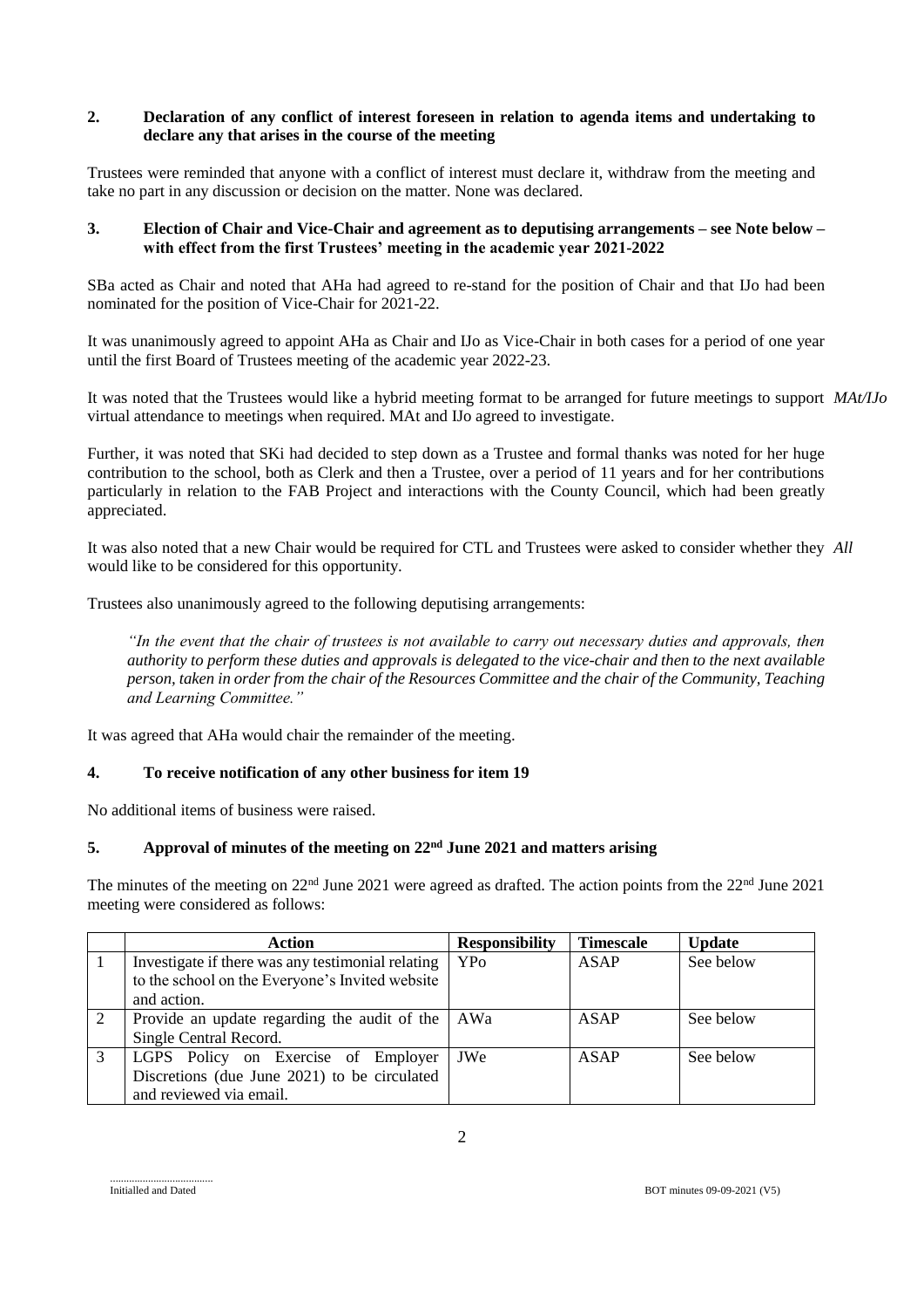## 2. Declaration of any conflict of interest foreseen in relation to agenda items and undertaking to declare any that arises in the course of the meeting

Trustees were reminded that anyone with a conflict of interest must declare it, withdraw from the meeting and take no part in any discussion or decision on the matter. None was declared.

## 3. Election of Chair and Vice-Chair and agreement as to deputising arrangements – see Note below – with effect from the first Trustees' meeting in the academic year 2021-2022

SBa acted as Chair and noted that AHa had agreed to re-stand for the position of Chair and that IJo had been nominated for the position of Vice-Chair for 2021-22.

It was unanimously agreed to appoint AHa as Chair and IJo as Vice-Chair in both cases for a period of one year until the first Board of Trustees meeting of the academic year 2022-23.

It was noted that the Trustees would like a hybrid meeting format to be arranged for future meetings to support virtual attendance to meetings when required. MAt and IJo agreed to investigate. *MAt/IJo*

Further, it was noted that SKi had decided to step down as a Trustee and formal thanks was noted for her huge contribution to the school, both as Clerk and then a Trustee, over a period of 11 years and for her contributions particularly in relation to the FAB Project and interactions with the County Council, which had been greatly appreciated.

It was also noted that a new Chair would be required for CTL and Trustees were asked to consider whether they would like to be considered for this opportunity. *All*

Trustees also unanimously agreed to the following deputising arrangements:

> *"In the event that the chair of trustees is not available to carry out necessary duties and approvals, then authority to perform these duties and approvals is delegated to the vice-chair and then to the next available person, taken in order from the chair of the Resources Committee and the chair of the Community, Teaching and Learning Committee."*

It was agreed that AHa would chair the remainder of the meeting.

## 4. To receive notification of any other business for item 19

No additional items of business were raised.

## 5. Approval of minutes of the meeting on 22nd June 2021 and matters arising

The minutes of the meeting on 22nd June 2021 were agreed as drafted. The action points from the 22nd June 2021 meeting were considered as follows:

| | Action | Responsibility | Timescale | Update |
|---|---|---|---|---|
| 1 | Investigate if there was any testimonial relating to the school on the Everyone's Invited website and action. | YPo | ASAP | See below |
| 2 | Provide an update regarding the audit of the Single Central Record. | AWa | ASAP | See below |
| 3 | LGPS Policy on Exercise of Employer Discretions (due June 2021) to be circulated and reviewed via email. | JWe | ASAP | See below |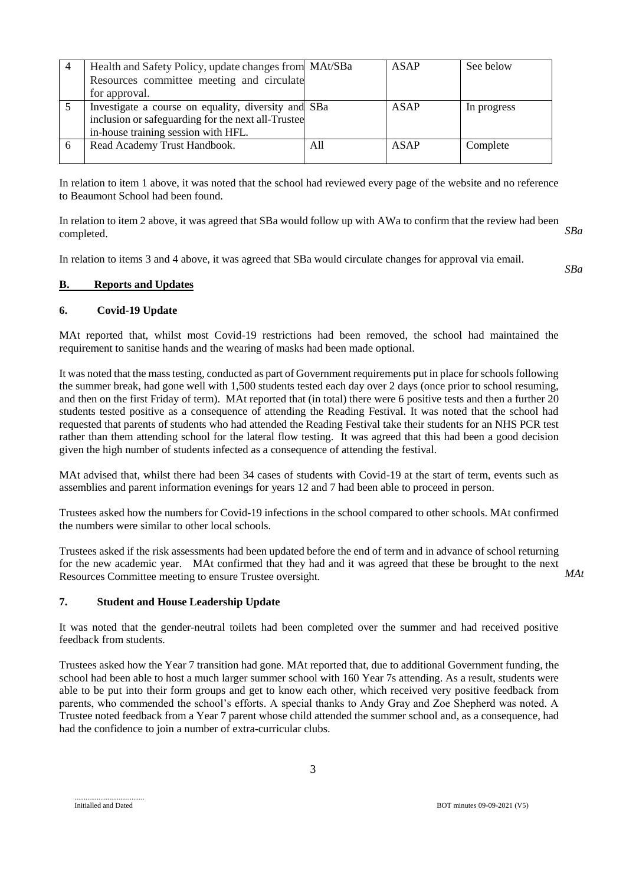| 4 | Health and Safety Policy, update changes from Resources committee meeting and circulate for approval. | MAt/SBa | ASAP | See below |
|---|---|---|---|---|
| 5 | Investigate a course on equality, diversity and inclusion or safeguarding for the next all-Trustee in-house training session with HFL. | SBa | ASAP | In progress |
| 6 | Read Academy Trust Handbook. | All | ASAP | Complete |

In relation to item 1 above, it was noted that the school had reviewed every page of the website and no reference to Beaumont School had been found.

In relation to item 2 above, it was agreed that SBa would follow up with AWa to confirm that the review had been completed. *SBa*

In relation to items 3 and 4 above, it was agreed that SBa would circulate changes for approval via email. *SBa*

## B. Reports and Updates

### 6. Covid-19 Update

MAt reported that, whilst most Covid-19 restrictions had been removed, the school had maintained the requirement to sanitise hands and the wearing of masks had been made optional.

It was noted that the mass testing, conducted as part of Government requirements put in place for schools following the summer break, had gone well with 1,500 students tested each day over 2 days (once prior to school resuming, and then on the first Friday of term). MAt reported that (in total) there were 6 positive tests and then a further 20 students tested positive as a consequence of attending the Reading Festival. It was noted that the school had requested that parents of students who had attended the Reading Festival take their students for an NHS PCR test rather than them attending school for the lateral flow testing. It was agreed that this had been a good decision given the high number of students infected as a consequence of attending the festival.

MAt advised that, whilst there had been 34 cases of students with Covid-19 at the start of term, events such as assemblies and parent information evenings for years 12 and 7 had been able to proceed in person.

Trustees asked how the numbers for Covid-19 infections in the school compared to other schools. MAt confirmed the numbers were similar to other local schools.

Trustees asked if the risk assessments had been updated before the end of term and in advance of school returning for the new academic year. MAt confirmed that they had and it was agreed that these be brought to the next Resources Committee meeting to ensure Trustee oversight. *MAt*

### 7. Student and House Leadership Update

It was noted that the gender-neutral toilets had been completed over the summer and had received positive feedback from students.

Trustees asked how the Year 7 transition had gone. MAt reported that, due to additional Government funding, the school had been able to host a much larger summer school with 160 Year 7s attending. As a result, students were able to be put into their form groups and get to know each other, which received very positive feedback from parents, who commended the school's efforts. A special thanks to Andy Gray and Zoe Shepherd was noted. A Trustee noted feedback from a Year 7 parent whose child attended the summer school and, as a consequence, had had the confidence to join a number of extra-curricular clubs.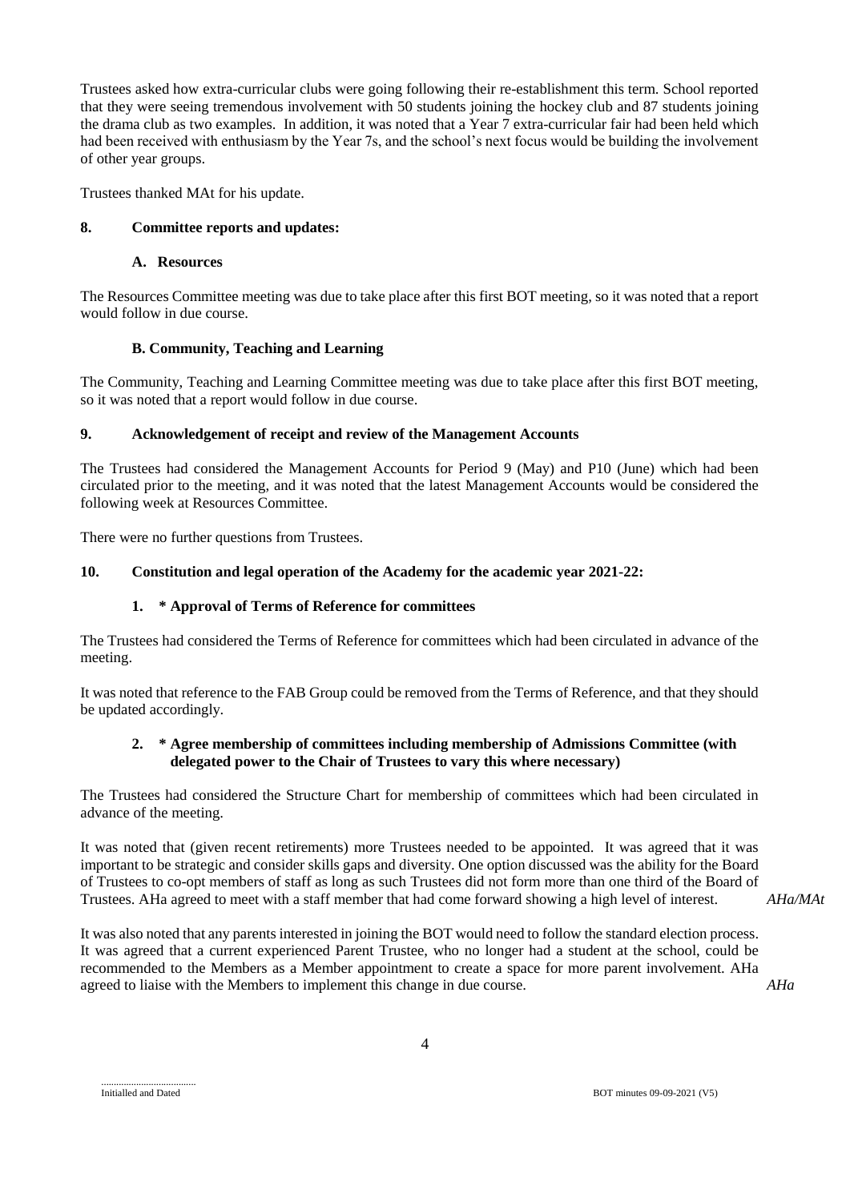Trustees asked how extra-curricular clubs were going following their re-establishment this term. School reported that they were seeing tremendous involvement with 50 students joining the hockey club and 87 students joining the drama club as two examples. In addition, it was noted that a Year 7 extra-curricular fair had been held which had been received with enthusiasm by the Year 7s, and the school's next focus would be building the involvement of other year groups.

Trustees thanked MAt for his update.

## 8. Committee reports and updates:

### A. Resources

The Resources Committee meeting was due to take place after this first BOT meeting, so it was noted that a report would follow in due course.

### B. Community, Teaching and Learning

The Community, Teaching and Learning Committee meeting was due to take place after this first BOT meeting, so it was noted that a report would follow in due course.

## 9. Acknowledgement of receipt and review of the Management Accounts

The Trustees had considered the Management Accounts for Period 9 (May) and P10 (June) which had been circulated prior to the meeting, and it was noted that the latest Management Accounts would be considered the following week at Resources Committee.

There were no further questions from Trustees.

## 10. Constitution and legal operation of the Academy for the academic year 2021-22:

### 1. * Approval of Terms of Reference for committees

The Trustees had considered the Terms of Reference for committees which had been circulated in advance of the meeting.

It was noted that reference to the FAB Group could be removed from the Terms of Reference, and that they should be updated accordingly.

### 2. * Agree membership of committees including membership of Admissions Committee (with delegated power to the Chair of Trustees to vary this where necessary)

The Trustees had considered the Structure Chart for membership of committees which had been circulated in advance of the meeting.

It was noted that (given recent retirements) more Trustees needed to be appointed. It was agreed that it was important to be strategic and consider skills gaps and diversity. One option discussed was the ability for the Board of Trustees to co-opt members of staff as long as such Trustees did not form more than one third of the Board of Trustees. AHa agreed to meet with a staff member that had come forward showing a high level of interest. *AHa/MAt*

It was also noted that any parents interested in joining the BOT would need to follow the standard election process. It was agreed that a current experienced Parent Trustee, who no longer had a student at the school, could be recommended to the Members as a Member appointment to create a space for more parent involvement. AHa agreed to liaise with the Members to implement this change in due course. *AHa*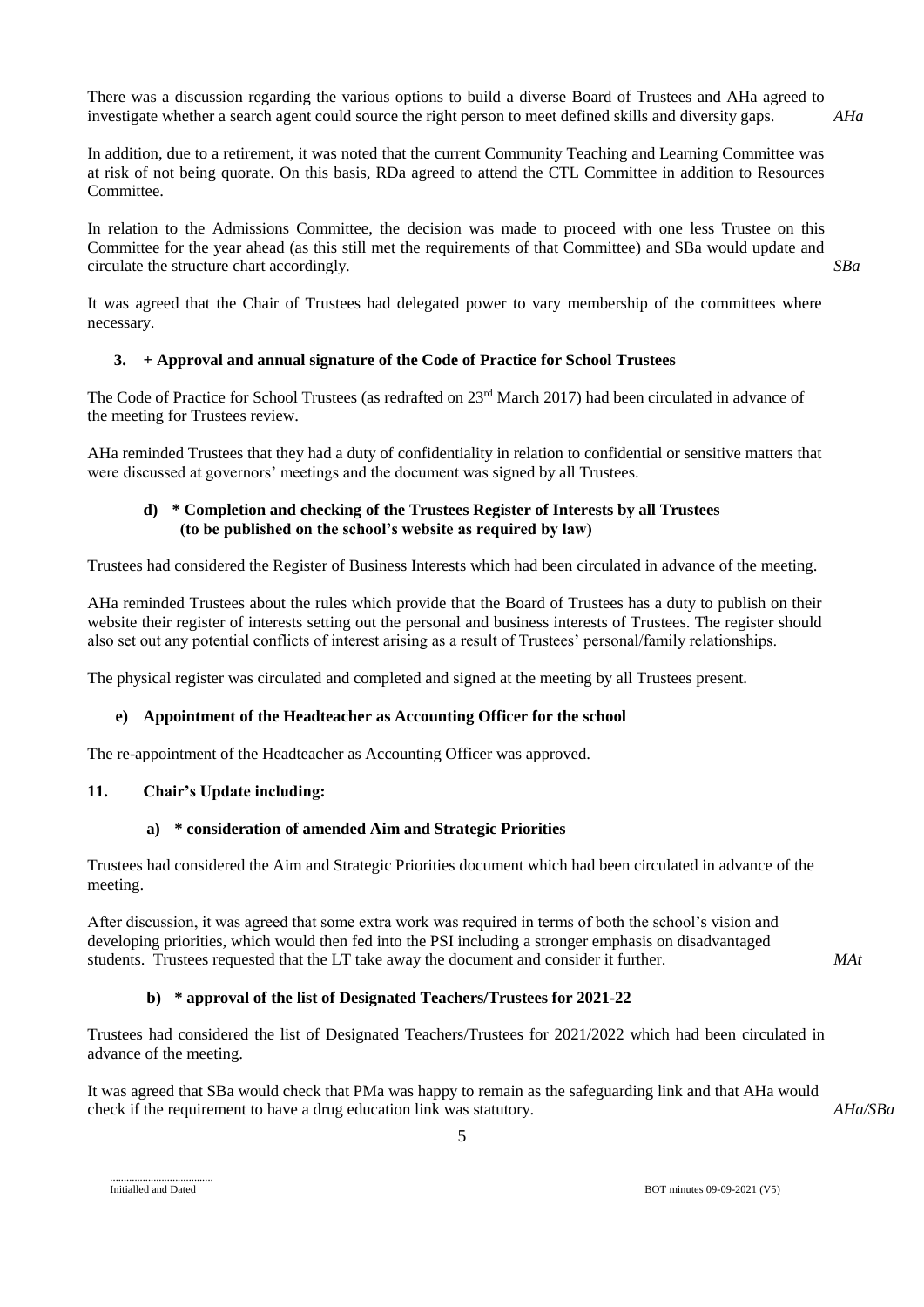There was a discussion regarding the various options to build a diverse Board of Trustees and AHa agreed to investigate whether a search agent could source the right person to meet defined skills and diversity gaps. *AHa*

In addition, due to a retirement, it was noted that the current Community Teaching and Learning Committee was at risk of not being quorate. On this basis, RDa agreed to attend the CTL Committee in addition to Resources Committee.

In relation to the Admissions Committee, the decision was made to proceed with one less Trustee on this Committee for the year ahead (as this still met the requirements of that Committee) and SBa would update and circulate the structure chart accordingly. *SBa*

It was agreed that the Chair of Trustees had delegated power to vary membership of the committees where necessary.

### 3. + Approval and annual signature of the Code of Practice for School Trustees

The Code of Practice for School Trustees (as redrafted on 23rd March 2017) had been circulated in advance of the meeting for Trustees review.

AHa reminded Trustees that they had a duty of confidentiality in relation to confidential or sensitive matters that were discussed at governors' meetings and the document was signed by all Trustees.

### d) * Completion and checking of the Trustees Register of Interests by all Trustees (to be published on the school's website as required by law)

Trustees had considered the Register of Business Interests which had been circulated in advance of the meeting.

AHa reminded Trustees about the rules which provide that the Board of Trustees has a duty to publish on their website their register of interests setting out the personal and business interests of Trustees. The register should also set out any potential conflicts of interest arising as a result of Trustees' personal/family relationships.

The physical register was circulated and completed and signed at the meeting by all Trustees present.

### e) Appointment of the Headteacher as Accounting Officer for the school

The re-appointment of the Headteacher as Accounting Officer was approved.

## 11. Chair's Update including:

### a) * consideration of amended Aim and Strategic Priorities

Trustees had considered the Aim and Strategic Priorities document which had been circulated in advance of the meeting.

After discussion, it was agreed that some extra work was required in terms of both the school's vision and developing priorities, which would then fed into the PSI including a stronger emphasis on disadvantaged students. Trustees requested that the LT take away the document and consider it further. *MAt*

### b) * approval of the list of Designated Teachers/Trustees for 2021-22

Trustees had considered the list of Designated Teachers/Trustees for 2021/2022 which had been circulated in advance of the meeting.

It was agreed that SBa would check that PMa was happy to remain as the safeguarding link and that AHa would check if the requirement to have a drug education link was statutory. *AHa/SBa*

.....................................
Initialled and Dated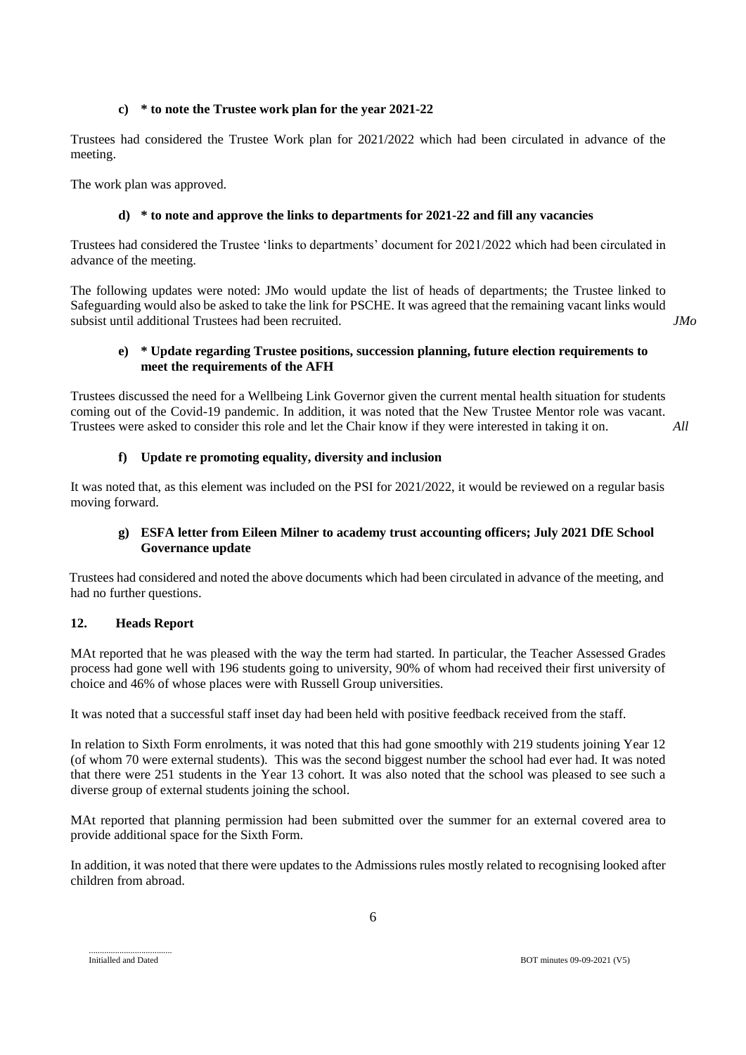**c) * to note the Trustee work plan for the year 2021-22**

Trustees had considered the Trustee Work plan for 2021/2022 which had been circulated in advance of the meeting.

The work plan was approved.

**d) * to note and approve the links to departments for 2021-22 and fill any vacancies**

Trustees had considered the Trustee 'links to departments' document for 2021/2022 which had been circulated in advance of the meeting.

The following updates were noted: JMo would update the list of heads of departments; the Trustee linked to Safeguarding would also be asked to take the link for PSCHE. It was agreed that the remaining vacant links would subsist until additional Trustees had been recruited. *JMo*

**e) * Update regarding Trustee positions, succession planning, future election requirements to meet the requirements of the AFH**

Trustees discussed the need for a Wellbeing Link Governor given the current mental health situation for students coming out of the Covid-19 pandemic. In addition, it was noted that the New Trustee Mentor role was vacant. Trustees were asked to consider this role and let the Chair know if they were interested in taking it on. *All*

**f) Update re promoting equality, diversity and inclusion**

It was noted that, as this element was included on the PSI for 2021/2022, it would be reviewed on a regular basis moving forward.

**g) ESFA letter from Eileen Milner to academy trust accounting officers; July 2021 DfE School Governance update**

Trustees had considered and noted the above documents which had been circulated in advance of the meeting, and had no further questions.

**12. Heads Report**

MAt reported that he was pleased with the way the term had started. In particular, the Teacher Assessed Grades process had gone well with 196 students going to university, 90% of whom had received their first university of choice and 46% of whose places were with Russell Group universities.

It was noted that a successful staff inset day had been held with positive feedback received from the staff.

In relation to Sixth Form enrolments, it was noted that this had gone smoothly with 219 students joining Year 12 (of whom 70 were external students). This was the second biggest number the school had ever had. It was noted that there were 251 students in the Year 13 cohort. It was also noted that the school was pleased to see such a diverse group of external students joining the school.

MAt reported that planning permission had been submitted over the summer for an external covered area to provide additional space for the Sixth Form.

In addition, it was noted that there were updates to the Admissions rules mostly related to recognising looked after children from abroad.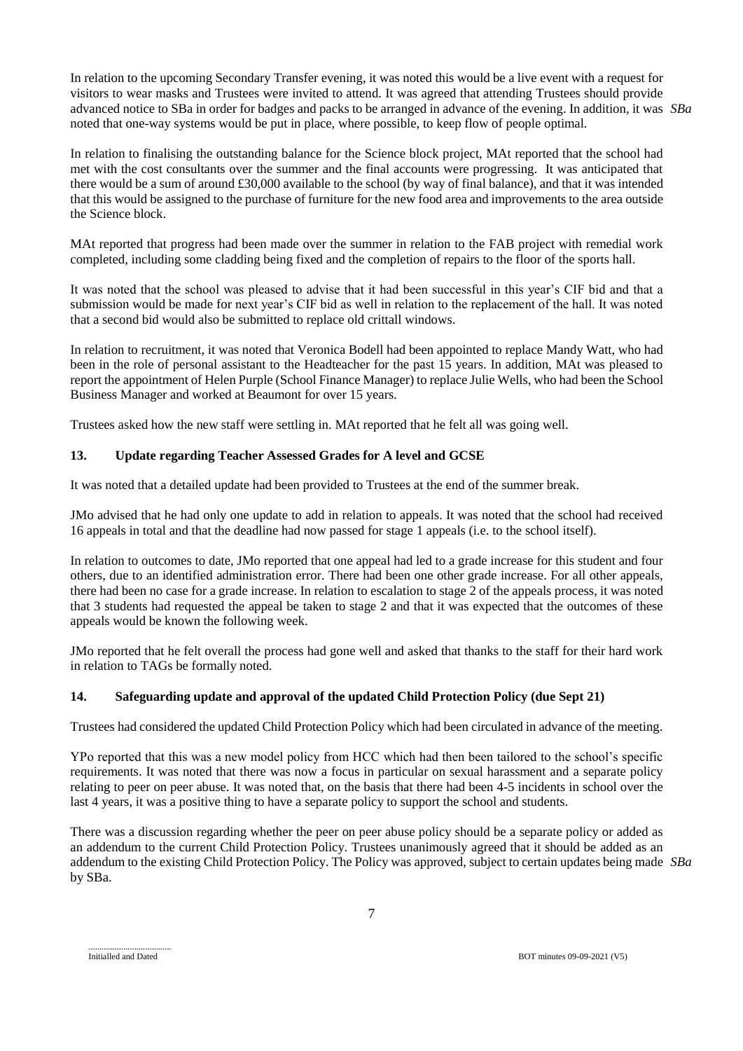In relation to the upcoming Secondary Transfer evening, it was noted this would be a live event with a request for visitors to wear masks and Trustees were invited to attend. It was agreed that attending Trustees should provide advanced notice to SBa in order for badges and packs to be arranged in advance of the evening. In addition, it was noted that one-way systems would be put in place, where possible, to keep flow of people optimal. *SBa*

In relation to finalising the outstanding balance for the Science block project, MAt reported that the school had met with the cost consultants over the summer and the final accounts were progressing. It was anticipated that there would be a sum of around £30,000 available to the school (by way of final balance), and that it was intended that this would be assigned to the purchase of furniture for the new food area and improvements to the area outside the Science block.

MAt reported that progress had been made over the summer in relation to the FAB project with remedial work completed, including some cladding being fixed and the completion of repairs to the floor of the sports hall.

It was noted that the school was pleased to advise that it had been successful in this year's CIF bid and that a submission would be made for next year's CIF bid as well in relation to the replacement of the hall. It was noted that a second bid would also be submitted to replace old crittall windows.

In relation to recruitment, it was noted that Veronica Bodell had been appointed to replace Mandy Watt, who had been in the role of personal assistant to the Headteacher for the past 15 years. In addition, MAt was pleased to report the appointment of Helen Purple (School Finance Manager) to replace Julie Wells, who had been the School Business Manager and worked at Beaumont for over 15 years.

Trustees asked how the new staff were settling in. MAt reported that he felt all was going well.

### 13. Update regarding Teacher Assessed Grades for A level and GCSE

It was noted that a detailed update had been provided to Trustees at the end of the summer break.

JMo advised that he had only one update to add in relation to appeals. It was noted that the school had received 16 appeals in total and that the deadline had now passed for stage 1 appeals (i.e. to the school itself).

In relation to outcomes to date, JMo reported that one appeal had led to a grade increase for this student and four others, due to an identified administration error. There had been one other grade increase. For all other appeals, there had been no case for a grade increase. In relation to escalation to stage 2 of the appeals process, it was noted that 3 students had requested the appeal be taken to stage 2 and that it was expected that the outcomes of these appeals would be known the following week.

JMo reported that he felt overall the process had gone well and asked that thanks to the staff for their hard work in relation to TAGs be formally noted.

### 14. Safeguarding update and approval of the updated Child Protection Policy (due Sept 21)

Trustees had considered the updated Child Protection Policy which had been circulated in advance of the meeting.

YPo reported that this was a new model policy from HCC which had then been tailored to the school's specific requirements. It was noted that there was now a focus in particular on sexual harassment and a separate policy relating to peer on peer abuse. It was noted that, on the basis that there had been 4-5 incidents in school over the last 4 years, it was a positive thing to have a separate policy to support the school and students.

There was a discussion regarding whether the peer on peer abuse policy should be a separate policy or added as an addendum to the current Child Protection Policy. Trustees unanimously agreed that it should be added as an addendum to the existing Child Protection Policy. The Policy was approved, subject to certain updates being made by SBa. *SBa*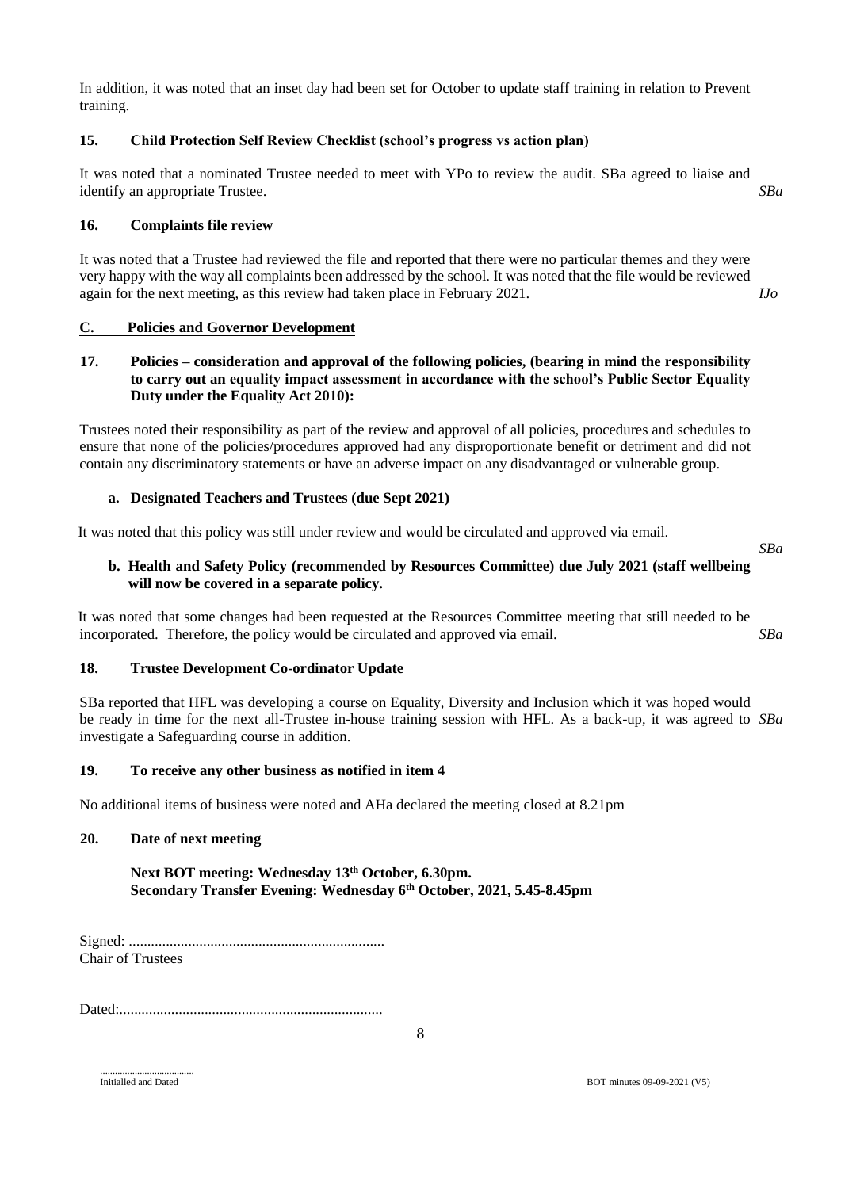In addition, it was noted that an inset day had been set for October to update staff training in relation to Prevent training.

### 15. Child Protection Self Review Checklist (school's progress vs action plan)

It was noted that a nominated Trustee needed to meet with YPo to review the audit. SBa agreed to liaise and identify an appropriate Trustee. *SBa*

### 16. Complaints file review

It was noted that a Trustee had reviewed the file and reported that there were no particular themes and they were very happy with the way all complaints been addressed by the school. It was noted that the file would be reviewed again for the next meeting, as this review had taken place in February 2021. *IJo*

## C. Policies and Governor Development

### 17. Policies – consideration and approval of the following policies, (bearing in mind the responsibility to carry out an equality impact assessment in accordance with the school's Public Sector Equality Duty under the Equality Act 2010):

Trustees noted their responsibility as part of the review and approval of all policies, procedures and schedules to ensure that none of the policies/procedures approved had any disproportionate benefit or detriment and did not contain any discriminatory statements or have an adverse impact on any disadvantaged or vulnerable group.

**a. Designated Teachers and Trustees (due Sept 2021)**

It was noted that this policy was still under review and would be circulated and approved via email. *SBa*

**b. Health and Safety Policy (recommended by Resources Committee) due July 2021 (staff wellbeing will now be covered in a separate policy.**

It was noted that some changes had been requested at the Resources Committee meeting that still needed to be incorporated. Therefore, the policy would be circulated and approved via email. *SBa*

### 18. Trustee Development Co-ordinator Update

SBa reported that HFL was developing a course on Equality, Diversity and Inclusion which it was hoped would be ready in time for the next all-Trustee in-house training session with HFL. As a back-up, it was agreed to investigate a Safeguarding course in addition. *SBa*

### 19. To receive any other business as notified in item 4

No additional items of business were noted and AHa declared the meeting closed at 8.21pm

### 20. Date of next meeting

**Next BOT meeting: Wednesday 13th October, 6.30pm.**
**Secondary Transfer Evening: Wednesday 6th October, 2021, 5.45-8.45pm**

Signed: ....................................................................
Chair of Trustees

Dated:......................................................................

....................................
Initialled and Dated

BOT minutes 09-09-2021 (V5)